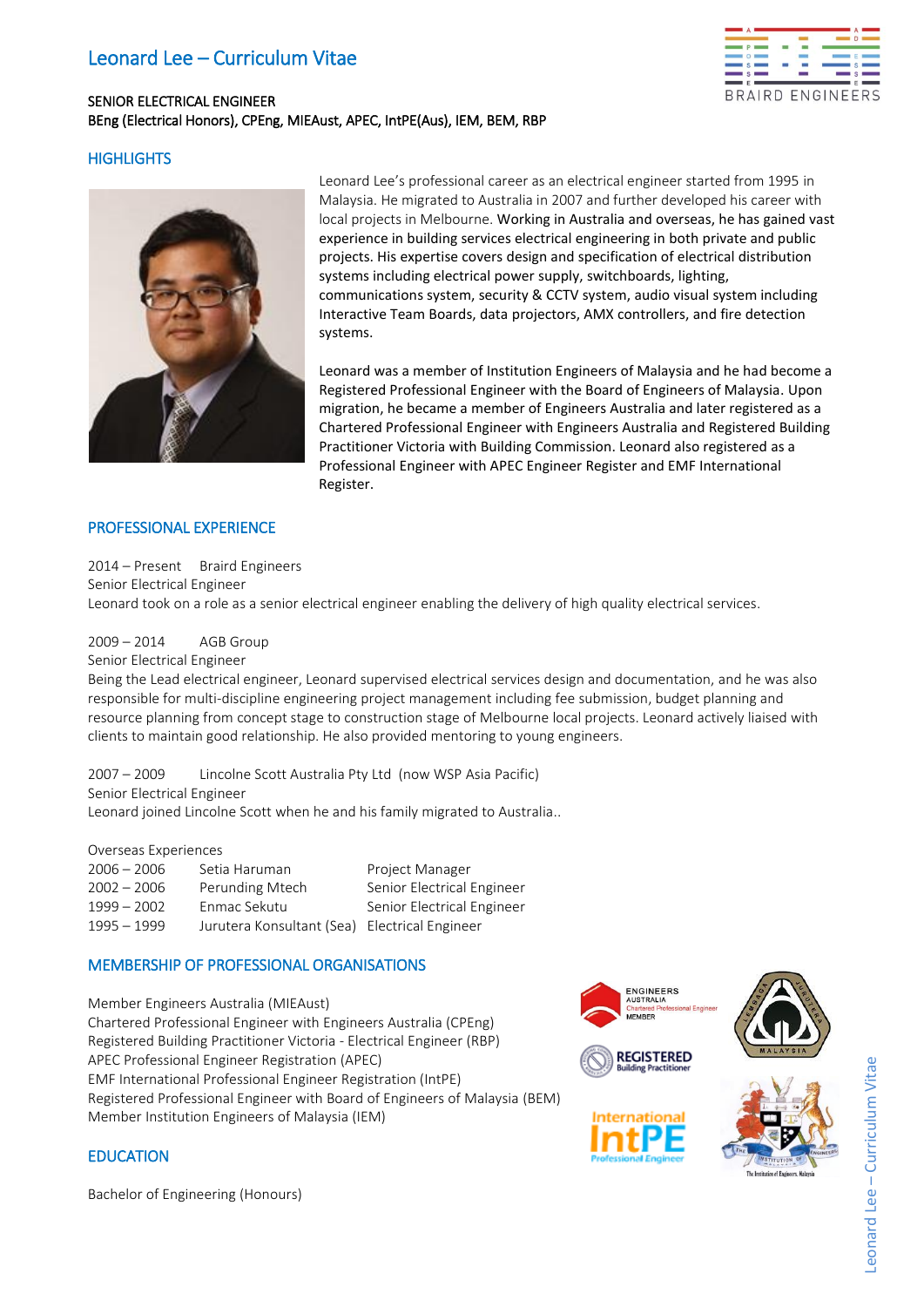# Leonard Lee – Curriculum Vitae

SENIOR ELECTRICAL ENGINEER
BEng (Electrical Honors), CPEng, MIEAust, APEC, IntPE(Aus), IEM, BEM, RBP

## HIGHLIGHTS

Leonard Lee's professional career as an electrical engineer started from 1995 in Malaysia. He migrated to Australia in 2007 and further developed his career with local projects in Melbourne. Working in Australia and overseas, he has gained vast experience in building services electrical engineering in both private and public projects. His expertise covers design and specification of electrical distribution systems including electrical power supply, switchboards, lighting, communications system, security & CCTV system, audio visual system including Interactive Team Boards, data projectors, AMX controllers, and fire detection systems.

Leonard was a member of Institution Engineers of Malaysia and he had become a Registered Professional Engineer with the Board of Engineers of Malaysia. Upon migration, he became a member of Engineers Australia and later registered as a Chartered Professional Engineer with Engineers Australia and Registered Building Practitioner Victoria with Building Commission. Leonard also registered as a Professional Engineer with APEC Engineer Register and EMF International Register.

## PROFESSIONAL EXPERIENCE

2014 – Present Braird Engineers
Senior Electrical Engineer
Leonard took on a role as a senior electrical engineer enabling the delivery of high quality electrical services.

2009 – 2014 AGB Group
Senior Electrical Engineer
Being the Lead electrical engineer, Leonard supervised electrical services design and documentation, and he was also responsible for multi-discipline engineering project management including fee submission, budget planning and resource planning from concept stage to construction stage of Melbourne local projects. Leonard actively liaised with clients to maintain good relationship. He also provided mentoring to young engineers.

2007 – 2009 Lincolne Scott Australia Pty Ltd (now WSP Asia Pacific)
Senior Electrical Engineer
Leonard joined Lincolne Scott when he and his family migrated to Australia..

Overseas Experiences

| | | |
|---|---|---|
| 2006 – 2006 | Setia Haruman | Project Manager |
| 2002 – 2006 | Perunding Mtech | Senior Electrical Engineer |
| 1999 – 2002 | Enmac Sekutu | Senior Electrical Engineer |
| 1995 – 1999 | Jurutera Konsultant (Sea) | Electrical Engineer |

## MEMBERSHIP OF PROFESSIONAL ORGANISATIONS

Member Engineers Australia (MIEAust)
Chartered Professional Engineer with Engineers Australia (CPEng)
Registered Building Practitioner Victoria - Electrical Engineer (RBP)
APEC Professional Engineer Registration (APEC)
EMF International Professional Engineer Registration (IntPE)
Registered Professional Engineer with Board of Engineers of Malaysia (BEM)
Member Institution Engineers of Malaysia (IEM)

## EDUCATION

Bachelor of Engineering (Honours)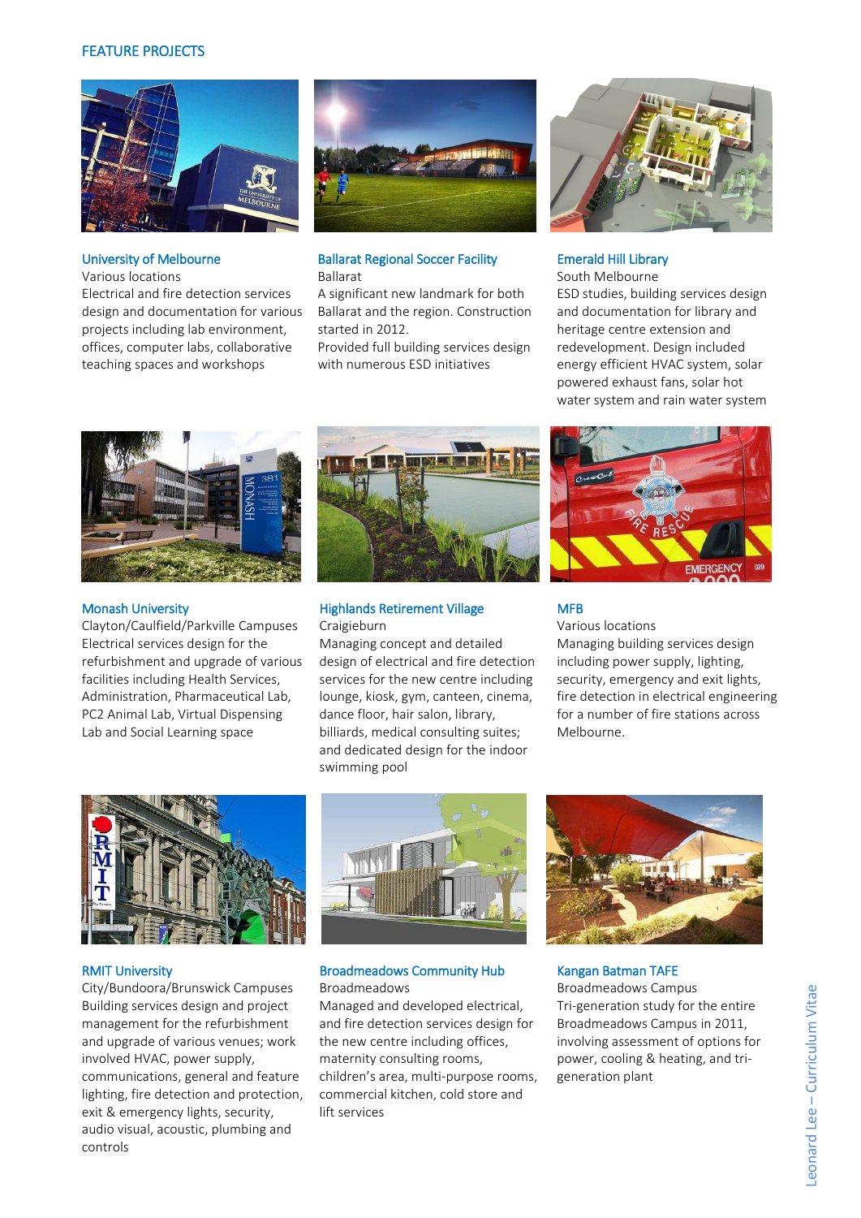## FEATURE PROJECTS

### University of Melbourne
Various locations
Electrical and fire detection services design and documentation for various projects including lab environment, offices, computer labs, collaborative teaching spaces and workshops

### Ballarat Regional Soccer Facility
Ballarat
A significant new landmark for both Ballarat and the region. Construction started in 2012.
Provided full building services design with numerous ESD initiatives

### Emerald Hill Library
South Melbourne
ESD studies, building services design and documentation for library and heritage centre extension and redevelopment. Design included energy efficient HVAC system, solar powered exhaust fans, solar hot water system and rain water system

### Monash University
Clayton/Caulfield/Parkville Campuses
Electrical services design for the refurbishment and upgrade of various facilities including Health Services, Administration, Pharmaceutical Lab, PC2 Animal Lab, Virtual Dispensing Lab and Social Learning space

### Highlands Retirement Village
Craigieburn
Managing concept and detailed design of electrical and fire detection services for the new centre including lounge, kiosk, gym, canteen, cinema, dance floor, hair salon, library, billiards, medical consulting suites; and dedicated design for the indoor swimming pool

### MFB
Various locations
Managing building services design including power supply, lighting, security, emergency and exit lights, fire detection in electrical engineering for a number of fire stations across Melbourne.

### RMIT University
City/Bundoora/Brunswick Campuses
Building services design and project management for the refurbishment and upgrade of various venues; work involved HVAC, power supply, communications, general and feature lighting, fire detection and protection, exit & emergency lights, security, audio visual, acoustic, plumbing and controls

### Broadmeadows Community Hub
Broadmeadows
Managed and developed electrical, and fire detection services design for the new centre including offices, maternity consulting rooms, children's area, multi-purpose rooms, commercial kitchen, cold store and lift services

### Kangan Batman TAFE
Broadmeadows Campus
Tri-generation study for the entire Broadmeadows Campus in 2011, involving assessment of options for power, cooling & heating, and tri-generation plant